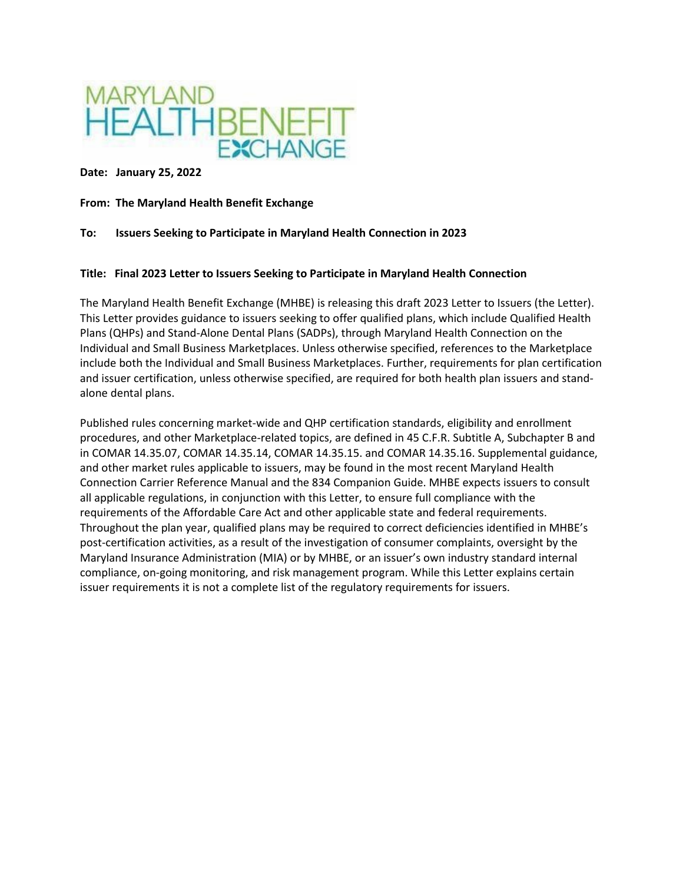**Date: January 25, 2022**

**From: The Maryland Health Benefit Exchange**

**To: Issuers Seeking to Participate in Maryland Health Connection in 2023**

**Title: Final 2023 Letter to Issuers Seeking to Participate in Maryland Health Connection**

The Maryland Health Benefit Exchange (MHBE) is releasing this draft 2023 Letter to Issuers (the Letter). This Letter provides guidance to issuers seeking to offer qualified plans, which include Qualified Health Plans (QHPs) and Stand-Alone Dental Plans (SADPs), through Maryland Health Connection on the Individual and Small Business Marketplaces. Unless otherwise specified, references to the Marketplace include both the Individual and Small Business Marketplaces. Further, requirements for plan certification and issuer certification, unless otherwise specified, are required for both health plan issuers and stand-alone dental plans.

Published rules concerning market-wide and QHP certification standards, eligibility and enrollment procedures, and other Marketplace-related topics, are defined in 45 C.F.R. Subtitle A, Subchapter B and in COMAR 14.35.07, COMAR 14.35.14, COMAR 14.35.15. and COMAR 14.35.16. Supplemental guidance, and other market rules applicable to issuers, may be found in the most recent Maryland Health Connection Carrier Reference Manual and the 834 Companion Guide. MHBE expects issuers to consult all applicable regulations, in conjunction with this Letter, to ensure full compliance with the requirements of the Affordable Care Act and other applicable state and federal requirements. Throughout the plan year, qualified plans may be required to correct deficiencies identified in MHBE's post-certification activities, as a result of the investigation of consumer complaints, oversight by the Maryland Insurance Administration (MIA) or by MHBE, or an issuer's own industry standard internal compliance, on-going monitoring, and risk management program. While this Letter explains certain issuer requirements it is not a complete list of the regulatory requirements for issuers.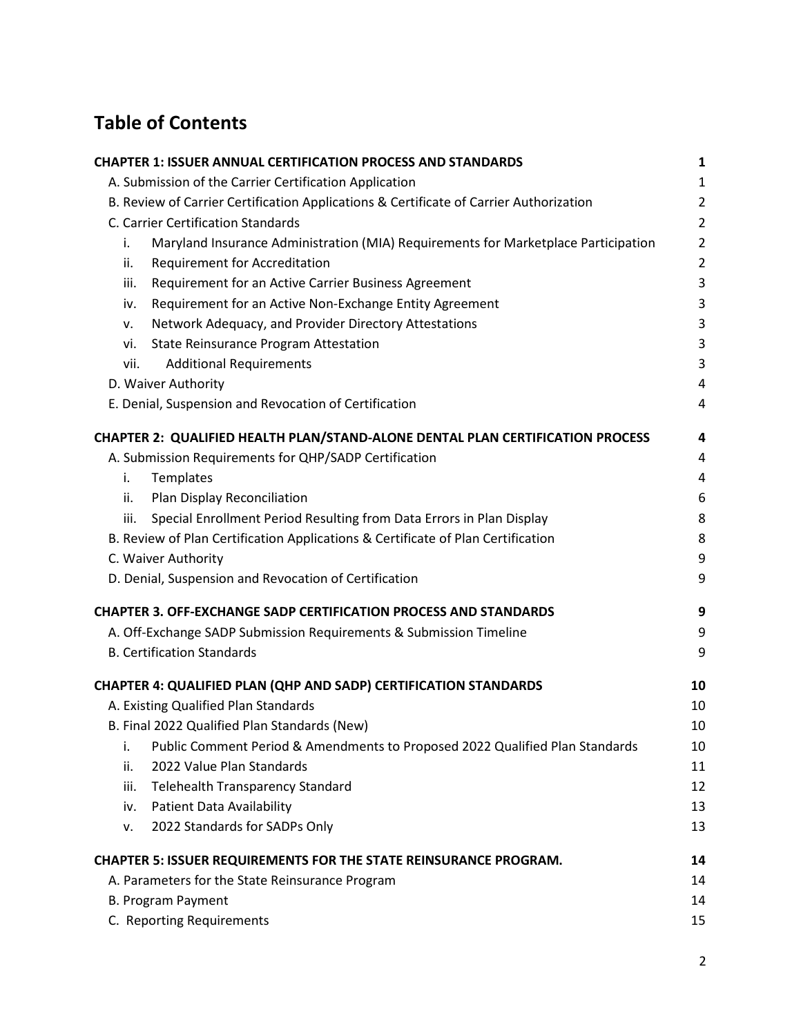# Table of Contents

**CHAPTER 1: ISSUER ANNUAL CERTIFICATION PROCESS AND STANDARDS** — 1

- A. Submission of the Carrier Certification Application — 1
- B. Review of Carrier Certification Applications & Certificate of Carrier Authorization — 2
- C. Carrier Certification Standards — 2
  - i. Maryland Insurance Administration (MIA) Requirements for Marketplace Participation — 2
  - ii. Requirement for Accreditation — 2
  - iii. Requirement for an Active Carrier Business Agreement — 3
  - iv. Requirement for an Active Non-Exchange Entity Agreement — 3
  - v. Network Adequacy, and Provider Directory Attestations — 3
  - vi. State Reinsurance Program Attestation — 3
  - vii. Additional Requirements — 3
- D. Waiver Authority — 4
- E. Denial, Suspension and Revocation of Certification — 4

**CHAPTER 2: QUALIFIED HEALTH PLAN/STAND-ALONE DENTAL PLAN CERTIFICATION PROCESS** — 4

- A. Submission Requirements for QHP/SADP Certification — 4
  - i. Templates — 4
  - ii. Plan Display Reconciliation — 6
  - iii. Special Enrollment Period Resulting from Data Errors in Plan Display — 8
- B. Review of Plan Certification Applications & Certificate of Plan Certification — 8
- C. Waiver Authority — 9
- D. Denial, Suspension and Revocation of Certification — 9

**CHAPTER 3. OFF-EXCHANGE SADP CERTIFICATION PROCESS AND STANDARDS** — 9

- A. Off-Exchange SADP Submission Requirements & Submission Timeline — 9
- B. Certification Standards — 9

**CHAPTER 4: QUALIFIED PLAN (QHP AND SADP) CERTIFICATION STANDARDS** — 10

- A. Existing Qualified Plan Standards — 10
- B. Final 2022 Qualified Plan Standards (New) — 10
  - i. Public Comment Period & Amendments to Proposed 2022 Qualified Plan Standards — 10
  - ii. 2022 Value Plan Standards — 11
  - iii. Telehealth Transparency Standard — 12
  - iv. Patient Data Availability — 13
  - v. 2022 Standards for SADPs Only — 13

**CHAPTER 5: ISSUER REQUIREMENTS FOR THE STATE REINSURANCE PROGRAM.** — 14

- A. Parameters for the State Reinsurance Program — 14
- B. Program Payment — 14
- C. Reporting Requirements — 15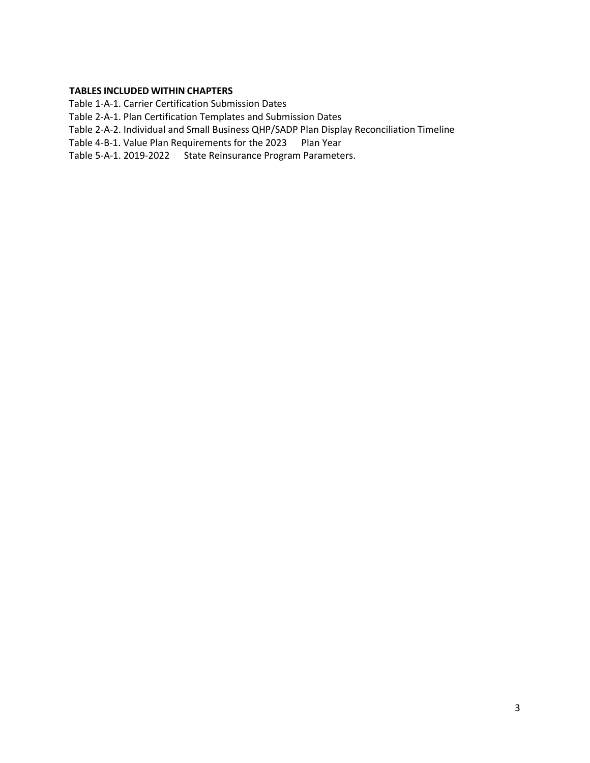**TABLES INCLUDED WITHIN CHAPTERS**

Table 1-A-1. Carrier Certification Submission Dates

Table 2-A-1. Plan Certification Templates and Submission Dates

Table 2-A-2. Individual and Small Business QHP/SADP Plan Display Reconciliation Timeline

Table 4-B-1. Value Plan Requirements for the 2023 Plan Year

Table 5-A-1. 2019-2022 State Reinsurance Program Parameters.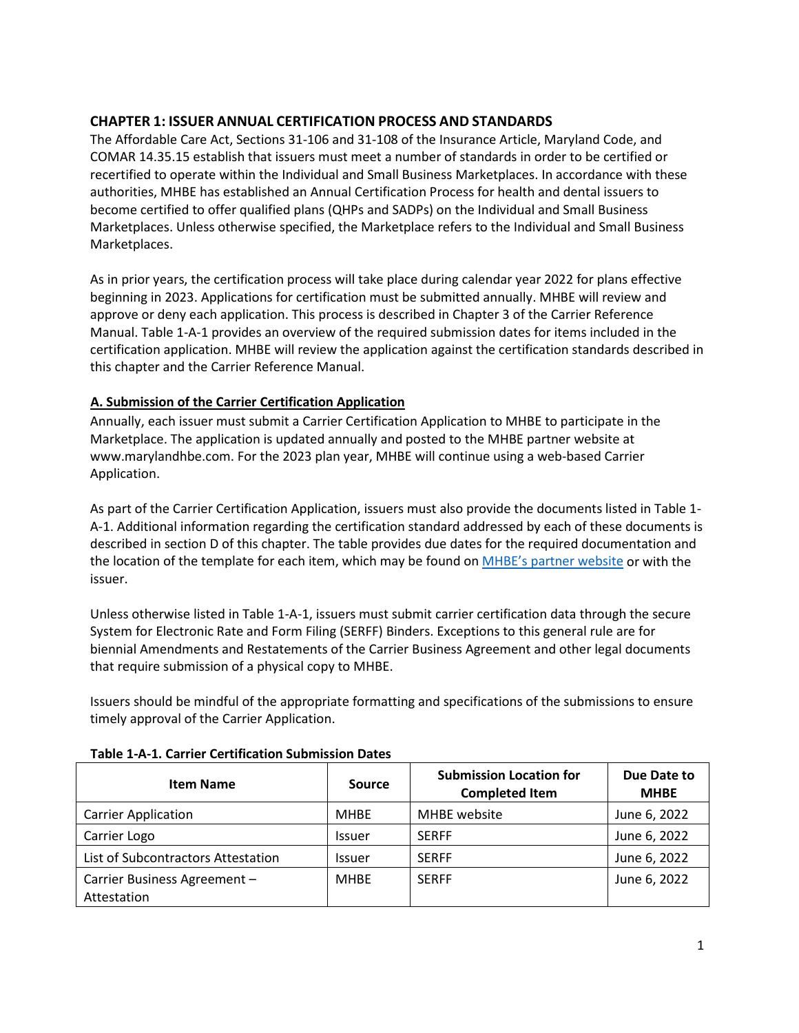## CHAPTER 1: ISSUER ANNUAL CERTIFICATION PROCESS AND STANDARDS

The Affordable Care Act, Sections 31-106 and 31-108 of the Insurance Article, Maryland Code, and COMAR 14.35.15 establish that issuers must meet a number of standards in order to be certified or recertified to operate within the Individual and Small Business Marketplaces. In accordance with these authorities, MHBE has established an Annual Certification Process for health and dental issuers to become certified to offer qualified plans (QHPs and SADPs) on the Individual and Small Business Marketplaces. Unless otherwise specified, the Marketplace refers to the Individual and Small Business Marketplaces.

As in prior years, the certification process will take place during calendar year 2022 for plans effective beginning in 2023. Applications for certification must be submitted annually. MHBE will review and approve or deny each application. This process is described in Chapter 3 of the Carrier Reference Manual. Table 1-A-1 provides an overview of the required submission dates for items included in the certification application. MHBE will review the application against the certification standards described in this chapter and the Carrier Reference Manual.

### A. Submission of the Carrier Certification Application

Annually, each issuer must submit a Carrier Certification Application to MHBE to participate in the Marketplace. The application is updated annually and posted to the MHBE partner website at www.marylandhbe.com. For the 2023 plan year, MHBE will continue using a web-based Carrier Application.

As part of the Carrier Certification Application, issuers must also provide the documents listed in Table 1-A-1. Additional information regarding the certification standard addressed by each of these documents is described in section D of this chapter. The table provides due dates for the required documentation and the location of the template for each item, which may be found on MHBE's partner website or with the issuer.

Unless otherwise listed in Table 1-A-1, issuers must submit carrier certification data through the secure System for Electronic Rate and Form Filing (SERFF) Binders. Exceptions to this general rule are for biennial Amendments and Restatements of the Carrier Business Agreement and other legal documents that require submission of a physical copy to MHBE.

Issuers should be mindful of the appropriate formatting and specifications of the submissions to ensure timely approval of the Carrier Application.

**Table 1-A-1. Carrier Certification Submission Dates**

| Item Name | Source | Submission Location for Completed Item | Due Date to MHBE |
|---|---|---|---|
| Carrier Application | MHBE | MHBE website | June 6, 2022 |
| Carrier Logo | Issuer | SERFF | June 6, 2022 |
| List of Subcontractors Attestation | Issuer | SERFF | June 6, 2022 |
| Carrier Business Agreement – Attestation | MHBE | SERFF | June 6, 2022 |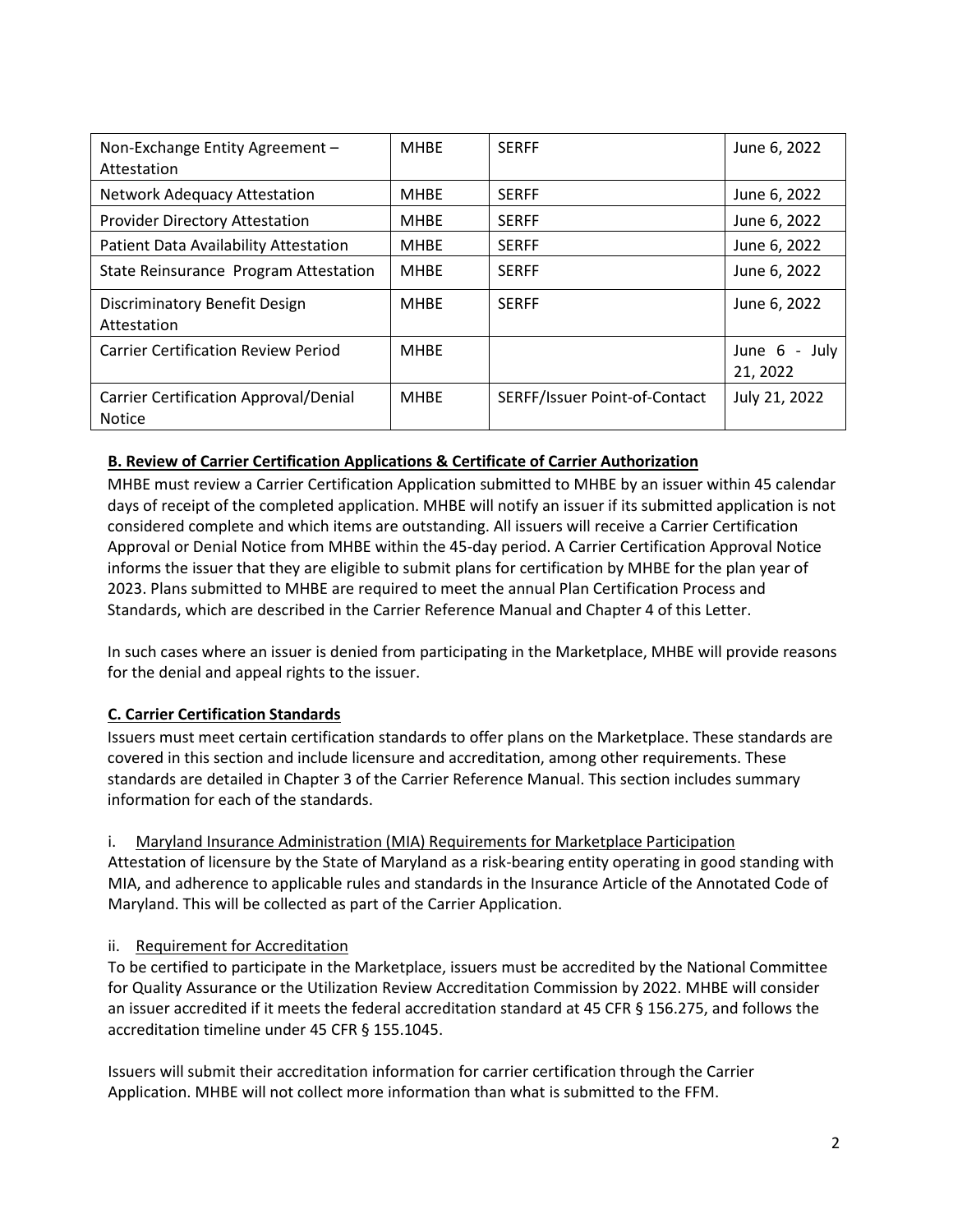| Non-Exchange Entity Agreement – Attestation | MHBE | SERFF | June 6, 2022 |
|---|---|---|---|
| Network Adequacy Attestation | MHBE | SERFF | June 6, 2022 |
| Provider Directory Attestation | MHBE | SERFF | June 6, 2022 |
| Patient Data Availability Attestation | MHBE | SERFF | June 6, 2022 |
| State Reinsurance Program Attestation | MHBE | SERFF | June 6, 2022 |
| Discriminatory Benefit Design Attestation | MHBE | SERFF | June 6, 2022 |
| Carrier Certification Review Period | MHBE | | June 6 - July 21, 2022 |
| Carrier Certification Approval/Denial Notice | MHBE | SERFF/Issuer Point-of-Contact | July 21, 2022 |

**B. Review of Carrier Certification Applications & Certificate of Carrier Authorization**

MHBE must review a Carrier Certification Application submitted to MHBE by an issuer within 45 calendar days of receipt of the completed application. MHBE will notify an issuer if its submitted application is not considered complete and which items are outstanding. All issuers will receive a Carrier Certification Approval or Denial Notice from MHBE within the 45-day period. A Carrier Certification Approval Notice informs the issuer that they are eligible to submit plans for certification by MHBE for the plan year of 2023. Plans submitted to MHBE are required to meet the annual Plan Certification Process and Standards, which are described in the Carrier Reference Manual and Chapter 4 of this Letter.

In such cases where an issuer is denied from participating in the Marketplace, MHBE will provide reasons for the denial and appeal rights to the issuer.

**C. Carrier Certification Standards**

Issuers must meet certain certification standards to offer plans on the Marketplace. These standards are covered in this section and include licensure and accreditation, among other requirements. These standards are detailed in Chapter 3 of the Carrier Reference Manual. This section includes summary information for each of the standards.

i. Maryland Insurance Administration (MIA) Requirements for Marketplace Participation

Attestation of licensure by the State of Maryland as a risk-bearing entity operating in good standing with MIA, and adherence to applicable rules and standards in the Insurance Article of the Annotated Code of Maryland. This will be collected as part of the Carrier Application.

ii. Requirement for Accreditation

To be certified to participate in the Marketplace, issuers must be accredited by the National Committee for Quality Assurance or the Utilization Review Accreditation Commission by 2022. MHBE will consider an issuer accredited if it meets the federal accreditation standard at 45 CFR § 156.275, and follows the accreditation timeline under 45 CFR § 155.1045.

Issuers will submit their accreditation information for carrier certification through the Carrier Application. MHBE will not collect more information than what is submitted to the FFM.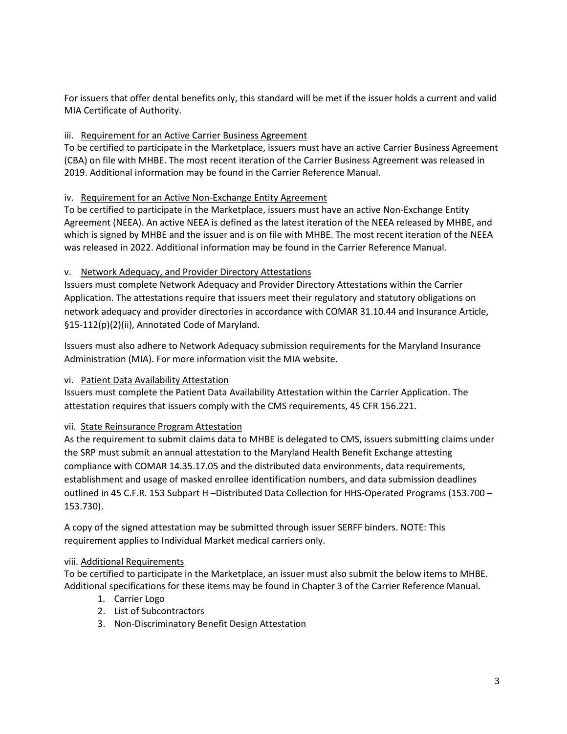For issuers that offer dental benefits only, this standard will be met if the issuer holds a current and valid MIA Certificate of Authority.

#### iii. Requirement for an Active Carrier Business Agreement

To be certified to participate in the Marketplace, issuers must have an active Carrier Business Agreement (CBA) on file with MHBE. The most recent iteration of the Carrier Business Agreement was released in 2019. Additional information may be found in the Carrier Reference Manual.

#### iv. Requirement for an Active Non-Exchange Entity Agreement

To be certified to participate in the Marketplace, issuers must have an active Non-Exchange Entity Agreement (NEEA). An active NEEA is defined as the latest iteration of the NEEA released by MHBE, and which is signed by MHBE and the issuer and is on file with MHBE. The most recent iteration of the NEEA was released in 2022. Additional information may be found in the Carrier Reference Manual.

#### v. Network Adequacy, and Provider Directory Attestations

Issuers must complete Network Adequacy and Provider Directory Attestations within the Carrier Application. The attestations require that issuers meet their regulatory and statutory obligations on network adequacy and provider directories in accordance with COMAR 31.10.44 and Insurance Article, §15-112(p)(2)(ii), Annotated Code of Maryland.

Issuers must also adhere to Network Adequacy submission requirements for the Maryland Insurance Administration (MIA). For more information visit the MIA website.

#### vi. Patient Data Availability Attestation

Issuers must complete the Patient Data Availability Attestation within the Carrier Application. The attestation requires that issuers comply with the CMS requirements, 45 CFR 156.221.

#### vii. State Reinsurance Program Attestation

As the requirement to submit claims data to MHBE is delegated to CMS, issuers submitting claims under the SRP must submit an annual attestation to the Maryland Health Benefit Exchange attesting compliance with COMAR 14.35.17.05 and the distributed data environments, data requirements, establishment and usage of masked enrollee identification numbers, and data submission deadlines outlined in 45 C.F.R. 153 Subpart H –Distributed Data Collection for HHS-Operated Programs (153.700 – 153.730).

A copy of the signed attestation may be submitted through issuer SERFF binders. NOTE: This requirement applies to Individual Market medical carriers only.

#### viii. Additional Requirements

To be certified to participate in the Marketplace, an issuer must also submit the below items to MHBE. Additional specifications for these items may be found in Chapter 3 of the Carrier Reference Manual.

1. Carrier Logo
2. List of Subcontractors
3. Non-Discriminatory Benefit Design Attestation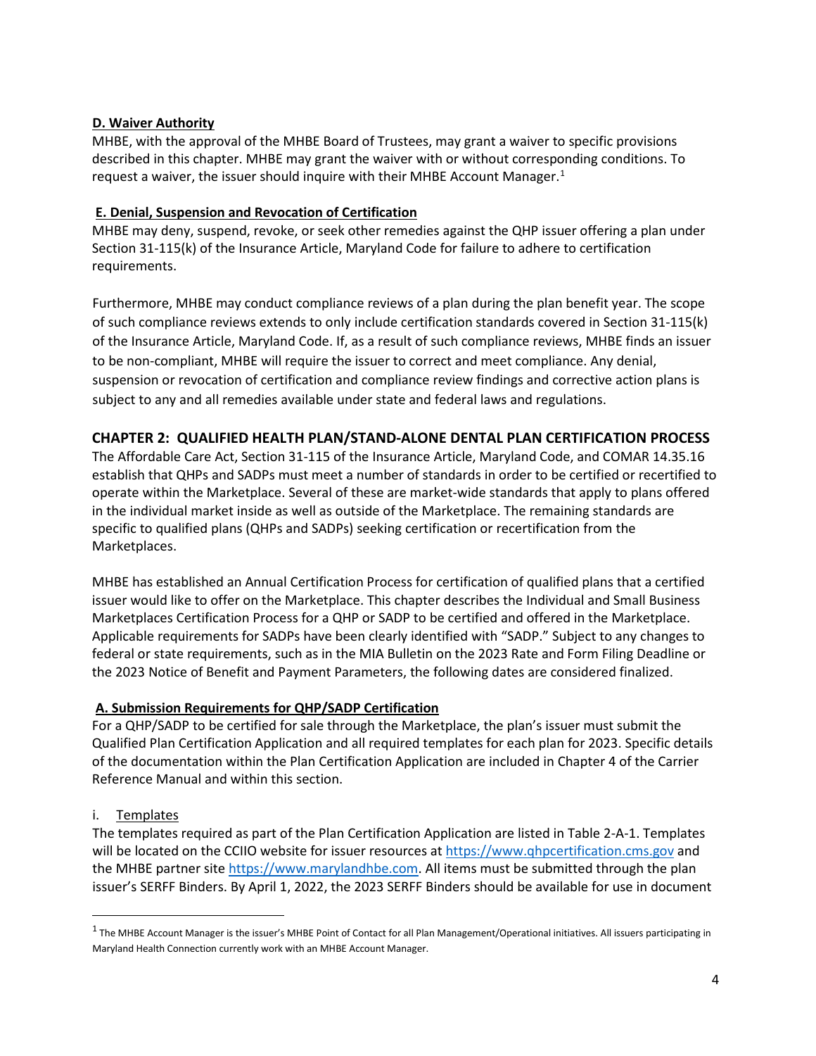**D. Waiver Authority**

MHBE, with the approval of the MHBE Board of Trustees, may grant a waiver to specific provisions described in this chapter. MHBE may grant the waiver with or without corresponding conditions. To request a waiver, the issuer should inquire with their MHBE Account Manager.[1]

**E. Denial, Suspension and Revocation of Certification**

MHBE may deny, suspend, revoke, or seek other remedies against the QHP issuer offering a plan under Section 31-115(k) of the Insurance Article, Maryland Code for failure to adhere to certification requirements.

Furthermore, MHBE may conduct compliance reviews of a plan during the plan benefit year. The scope of such compliance reviews extends to only include certification standards covered in Section 31-115(k) of the Insurance Article, Maryland Code. If, as a result of such compliance reviews, MHBE finds an issuer to be non-compliant, MHBE will require the issuer to correct and meet compliance. Any denial, suspension or revocation of certification and compliance review findings and corrective action plans is subject to any and all remedies available under state and federal laws and regulations.

## CHAPTER 2: QUALIFIED HEALTH PLAN/STAND-ALONE DENTAL PLAN CERTIFICATION PROCESS

The Affordable Care Act, Section 31-115 of the Insurance Article, Maryland Code, and COMAR 14.35.16 establish that QHPs and SADPs must meet a number of standards in order to be certified or recertified to operate within the Marketplace. Several of these are market-wide standards that apply to plans offered in the individual market inside as well as outside of the Marketplace. The remaining standards are specific to qualified plans (QHPs and SADPs) seeking certification or recertification from the Marketplaces.

MHBE has established an Annual Certification Process for certification of qualified plans that a certified issuer would like to offer on the Marketplace. This chapter describes the Individual and Small Business Marketplaces Certification Process for a QHP or SADP to be certified and offered in the Marketplace. Applicable requirements for SADPs have been clearly identified with "SADP." Subject to any changes to federal or state requirements, such as in the MIA Bulletin on the 2023 Rate and Form Filing Deadline or the 2023 Notice of Benefit and Payment Parameters, the following dates are considered finalized.

**A. Submission Requirements for QHP/SADP Certification**

For a QHP/SADP to be certified for sale through the Marketplace, the plan's issuer must submit the Qualified Plan Certification Application and all required templates for each plan for 2023. Specific details of the documentation within the Plan Certification Application are included in Chapter 4 of the Carrier Reference Manual and within this section.

i. Templates

The templates required as part of the Plan Certification Application are listed in Table 2-A-1. Templates will be located on the CCIIO website for issuer resources at https://www.qhpcertification.cms.gov and the MHBE partner site https://www.marylandhbe.com. All items must be submitted through the plan issuer's SERFF Binders. By April 1, 2022, the 2023 SERFF Binders should be available for use in document

[1] The MHBE Account Manager is the issuer's MHBE Point of Contact for all Plan Management/Operational initiatives. All issuers participating in Maryland Health Connection currently work with an MHBE Account Manager.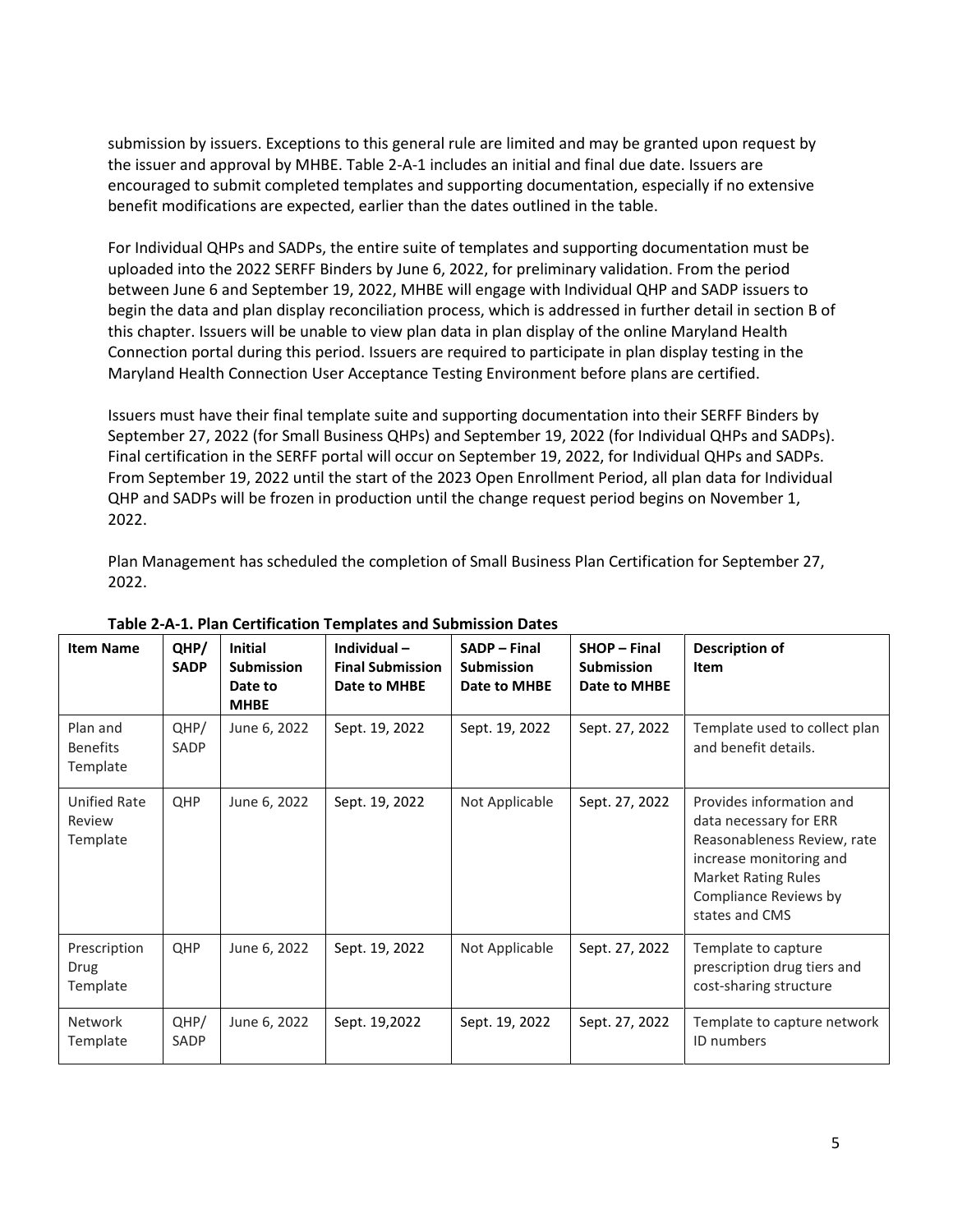submission by issuers. Exceptions to this general rule are limited and may be granted upon request by the issuer and approval by MHBE. Table 2-A-1 includes an initial and final due date. Issuers are encouraged to submit completed templates and supporting documentation, especially if no extensive benefit modifications are expected, earlier than the dates outlined in the table.

For Individual QHPs and SADPs, the entire suite of templates and supporting documentation must be uploaded into the 2022 SERFF Binders by June 6, 2022, for preliminary validation. From the period between June 6 and September 19, 2022, MHBE will engage with Individual QHP and SADP issuers to begin the data and plan display reconciliation process, which is addressed in further detail in section B of this chapter. Issuers will be unable to view plan data in plan display of the online Maryland Health Connection portal during this period. Issuers are required to participate in plan display testing in the Maryland Health Connection User Acceptance Testing Environment before plans are certified.

Issuers must have their final template suite and supporting documentation into their SERFF Binders by September 27, 2022 (for Small Business QHPs) and September 19, 2022 (for Individual QHPs and SADPs). Final certification in the SERFF portal will occur on September 19, 2022, for Individual QHPs and SADPs. From September 19, 2022 until the start of the 2023 Open Enrollment Period, all plan data for Individual QHP and SADPs will be frozen in production until the change request period begins on November 1, 2022.

Plan Management has scheduled the completion of Small Business Plan Certification for September 27, 2022.

**Table 2-A-1. Plan Certification Templates and Submission Dates**

| Item Name | QHP/ SADP | Initial Submission Date to MHBE | Individual – Final Submission Date to MHBE | SADP – Final Submission Date to MHBE | SHOP – Final Submission Date to MHBE | Description of Item |
|---|---|---|---|---|---|---|
| Plan and Benefits Template | QHP/ SADP | June 6, 2022 | Sept. 19, 2022 | Sept. 19, 2022 | Sept. 27, 2022 | Template used to collect plan and benefit details. |
| Unified Rate Review Template | QHP | June 6, 2022 | Sept. 19, 2022 | Not Applicable | Sept. 27, 2022 | Provides information and data necessary for ERR Reasonableness Review, rate increase monitoring and Market Rating Rules Compliance Reviews by states and CMS |
| Prescription Drug Template | QHP | June 6, 2022 | Sept. 19, 2022 | Not Applicable | Sept. 27, 2022 | Template to capture prescription drug tiers and cost-sharing structure |
| Network Template | QHP/ SADP | June 6, 2022 | Sept. 19,2022 | Sept. 19, 2022 | Sept. 27, 2022 | Template to capture network ID numbers |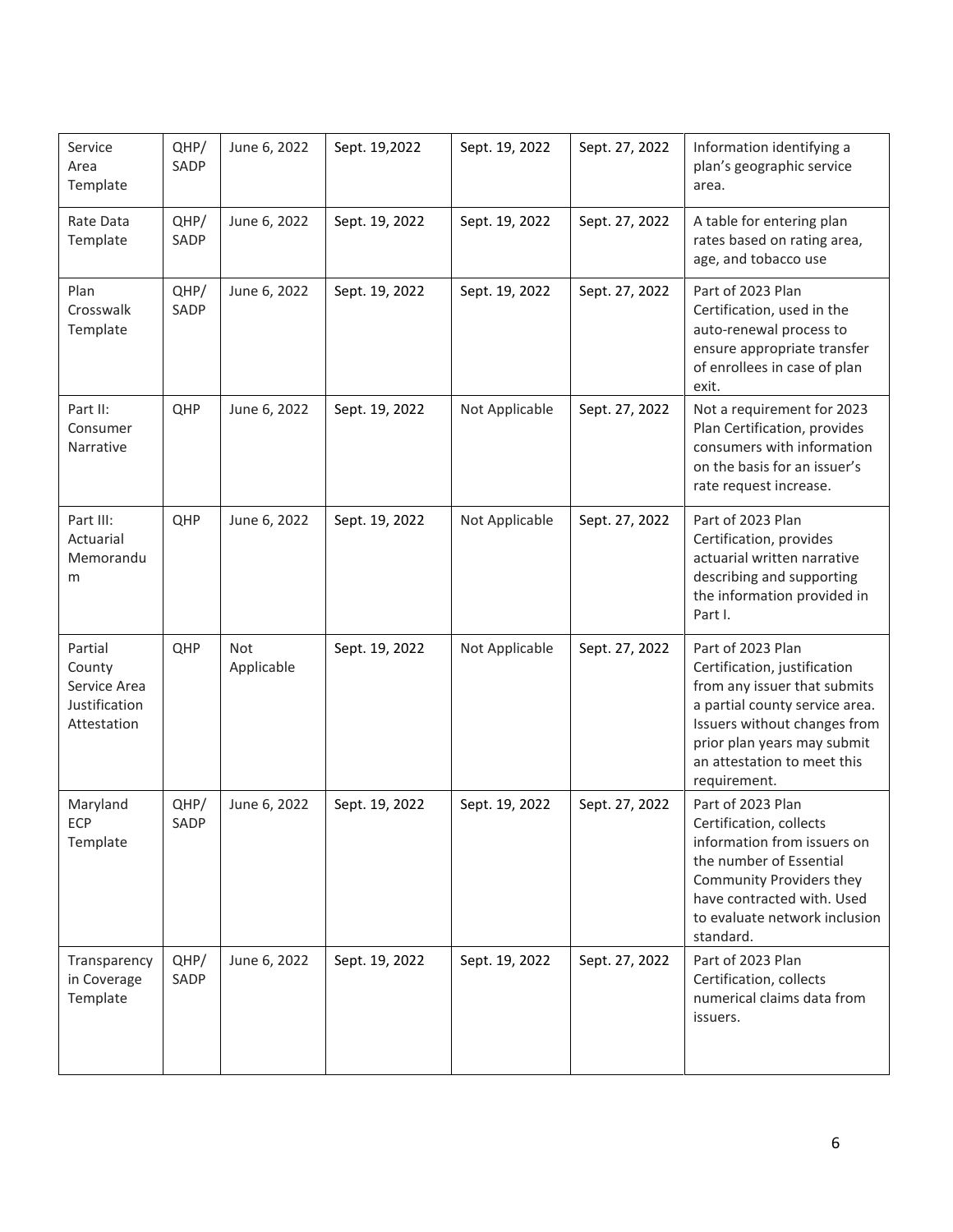| Service Area Template | QHP/ SADP | June 6, 2022 | Sept. 19,2022 | Sept. 19, 2022 | Sept. 27, 2022 | Information identifying a plan's geographic service area. |
|---|---|---|---|---|---|---|
| Rate Data Template | QHP/ SADP | June 6, 2022 | Sept. 19, 2022 | Sept. 19, 2022 | Sept. 27, 2022 | A table for entering plan rates based on rating area, age, and tobacco use |
| Plan Crosswalk Template | QHP/ SADP | June 6, 2022 | Sept. 19, 2022 | Sept. 19, 2022 | Sept. 27, 2022 | Part of 2023 Plan Certification, used in the auto-renewal process to ensure appropriate transfer of enrollees in case of plan exit. |
| Part II: Consumer Narrative | QHP | June 6, 2022 | Sept. 19, 2022 | Not Applicable | Sept. 27, 2022 | Not a requirement for 2023 Plan Certification, provides consumers with information on the basis for an issuer's rate request increase. |
| Part III: Actuarial Memorandum | QHP | June 6, 2022 | Sept. 19, 2022 | Not Applicable | Sept. 27, 2022 | Part of 2023 Plan Certification, provides actuarial written narrative describing and supporting the information provided in Part I. |
| Partial County Service Area Justification Attestation | QHP | Not Applicable | Sept. 19, 2022 | Not Applicable | Sept. 27, 2022 | Part of 2023 Plan Certification, justification from any issuer that submits a partial county service area. Issuers without changes from prior plan years may submit an attestation to meet this requirement. |
| Maryland ECP Template | QHP/ SADP | June 6, 2022 | Sept. 19, 2022 | Sept. 19, 2022 | Sept. 27, 2022 | Part of 2023 Plan Certification, collects information from issuers on the number of Essential Community Providers they have contracted with. Used to evaluate network inclusion standard. |
| Transparency in Coverage Template | QHP/ SADP | June 6, 2022 | Sept. 19, 2022 | Sept. 19, 2022 | Sept. 27, 2022 | Part of 2023 Plan Certification, collects numerical claims data from issuers. |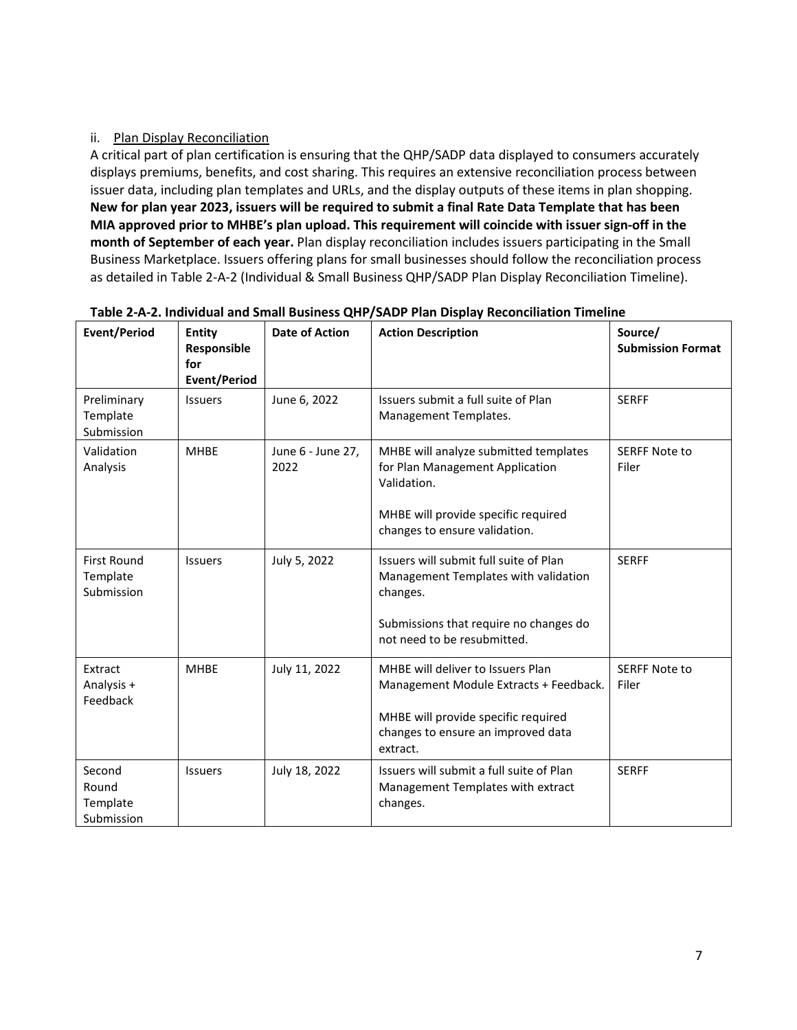ii. Plan Display Reconciliation

A critical part of plan certification is ensuring that the QHP/SADP data displayed to consumers accurately displays premiums, benefits, and cost sharing. This requires an extensive reconciliation process between issuer data, including plan templates and URLs, and the display outputs of these items in plan shopping. **New for plan year 2023, issuers will be required to submit a final Rate Data Template that has been MIA approved prior to MHBE's plan upload. This requirement will coincide with issuer sign-off in the month of September of each year.** Plan display reconciliation includes issuers participating in the Small Business Marketplace. Issuers offering plans for small businesses should follow the reconciliation process as detailed in Table 2-A-2 (Individual & Small Business QHP/SADP Plan Display Reconciliation Timeline).

**Table 2-A-2. Individual and Small Business QHP/SADP Plan Display Reconciliation Timeline**

| Event/Period | Entity Responsible for Event/Period | Date of Action | Action Description | Source/ Submission Format |
|---|---|---|---|---|
| Preliminary Template Submission | Issuers | June 6, 2022 | Issuers submit a full suite of Plan Management Templates. | SERFF |
| Validation Analysis | MHBE | June 6 - June 27, 2022 | MHBE will analyze submitted templates for Plan Management Application Validation.<br><br>MHBE will provide specific required changes to ensure validation. | SERFF Note to Filer |
| First Round Template Submission | Issuers | July 5, 2022 | Issuers will submit full suite of Plan Management Templates with validation changes.<br><br>Submissions that require no changes do not need to be resubmitted. | SERFF |
| Extract Analysis + Feedback | MHBE | July 11, 2022 | MHBE will deliver to Issuers Plan Management Module Extracts + Feedback.<br><br>MHBE will provide specific required changes to ensure an improved data extract. | SERFF Note to Filer |
| Second Round Template Submission | Issuers | July 18, 2022 | Issuers will submit a full suite of Plan Management Templates with extract changes. | SERFF |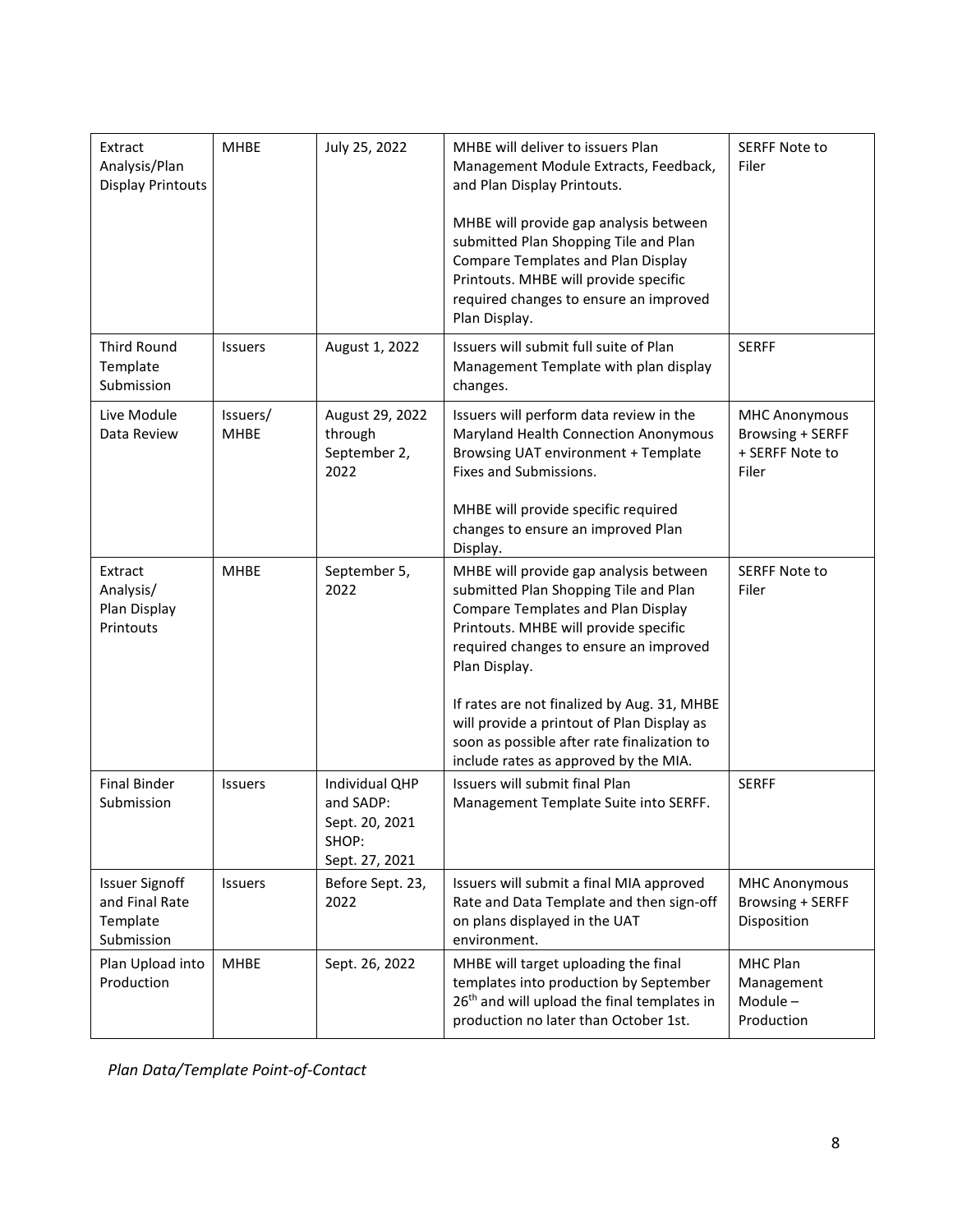| Extract Analysis/Plan Display Printouts | MHBE | July 25, 2022 | MHBE will deliver to issuers Plan Management Module Extracts, Feedback, and Plan Display Printouts.<br><br>MHBE will provide gap analysis between submitted Plan Shopping Tile and Plan Compare Templates and Plan Display Printouts. MHBE will provide specific required changes to ensure an improved Plan Display. | SERFF Note to Filer |
|---|---|---|---|---|
| Third Round Template Submission | Issuers | August 1, 2022 | Issuers will submit full suite of Plan Management Template with plan display changes. | SERFF |
| Live Module Data Review | Issuers/ MHBE | August 29, 2022 through September 2, 2022 | Issuers will perform data review in the Maryland Health Connection Anonymous Browsing UAT environment + Template Fixes and Submissions.<br><br>MHBE will provide specific required changes to ensure an improved Plan Display. | MHC Anonymous Browsing + SERFF + SERFF Note to Filer |
| Extract Analysis/ Plan Display Printouts | MHBE | September 5, 2022 | MHBE will provide gap analysis between submitted Plan Shopping Tile and Plan Compare Templates and Plan Display Printouts. MHBE will provide specific required changes to ensure an improved Plan Display.<br><br>If rates are not finalized by Aug. 31, MHBE will provide a printout of Plan Display as soon as possible after rate finalization to include rates as approved by the MIA. | SERFF Note to Filer |
| Final Binder Submission | Issuers | Individual QHP and SADP: Sept. 20, 2021<br>SHOP: Sept. 27, 2021 | Issuers will submit final Plan Management Template Suite into SERFF. | SERFF |
| Issuer Signoff and Final Rate Template Submission | Issuers | Before Sept. 23, 2022 | Issuers will submit a final MIA approved Rate and Data Template and then sign-off on plans displayed in the UAT environment. | MHC Anonymous Browsing + SERFF Disposition |
| Plan Upload into Production | MHBE | Sept. 26, 2022 | MHBE will target uploading the final templates into production by September 26th and will upload the final templates in production no later than October 1st. | MHC Plan Management Module – Production |

*Plan Data/Template Point-of-Contact*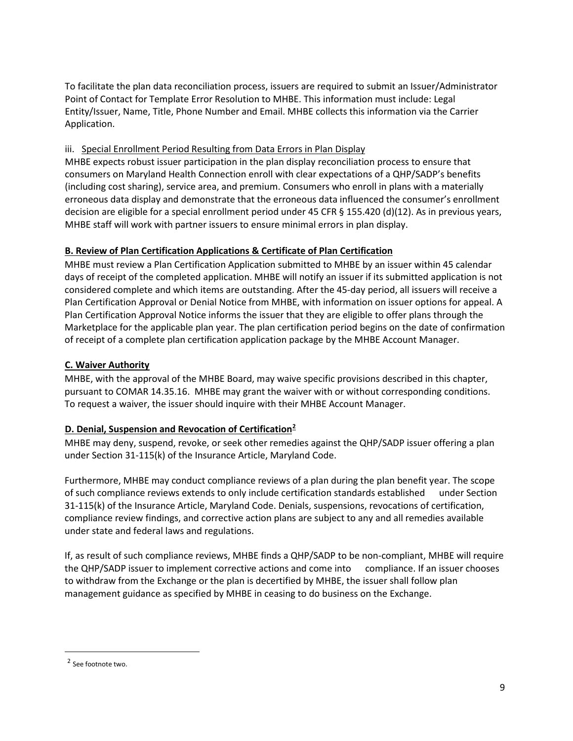To facilitate the plan data reconciliation process, issuers are required to submit an Issuer/Administrator Point of Contact for Template Error Resolution to MHBE. This information must include: Legal Entity/Issuer, Name, Title, Phone Number and Email. MHBE collects this information via the Carrier Application.

iii. Special Enrollment Period Resulting from Data Errors in Plan Display

MHBE expects robust issuer participation in the plan display reconciliation process to ensure that consumers on Maryland Health Connection enroll with clear expectations of a QHP/SADP's benefits (including cost sharing), service area, and premium. Consumers who enroll in plans with a materially erroneous data display and demonstrate that the erroneous data influenced the consumer's enrollment decision are eligible for a special enrollment period under 45 CFR § 155.420 (d)(12). As in previous years, MHBE staff will work with partner issuers to ensure minimal errors in plan display.

**B. Review of Plan Certification Applications & Certificate of Plan Certification**

MHBE must review a Plan Certification Application submitted to MHBE by an issuer within 45 calendar days of receipt of the completed application. MHBE will notify an issuer if its submitted application is not considered complete and which items are outstanding. After the 45-day period, all issuers will receive a Plan Certification Approval or Denial Notice from MHBE, with information on issuer options for appeal. A Plan Certification Approval Notice informs the issuer that they are eligible to offer plans through the Marketplace for the applicable plan year. The plan certification period begins on the date of confirmation of receipt of a complete plan certification application package by the MHBE Account Manager.

**C. Waiver Authority**

MHBE, with the approval of the MHBE Board, may waive specific provisions described in this chapter, pursuant to COMAR 14.35.16. MHBE may grant the waiver with or without corresponding conditions. To request a waiver, the issuer should inquire with their MHBE Account Manager.

**D. Denial, Suspension and Revocation of Certification[2]**

MHBE may deny, suspend, revoke, or seek other remedies against the QHP/SADP issuer offering a plan under Section 31-115(k) of the Insurance Article, Maryland Code.

Furthermore, MHBE may conduct compliance reviews of a plan during the plan benefit year. The scope of such compliance reviews extends to only include certification standards established under Section 31-115(k) of the Insurance Article, Maryland Code. Denials, suspensions, revocations of certification, compliance review findings, and corrective action plans are subject to any and all remedies available under state and federal laws and regulations.

If, as result of such compliance reviews, MHBE finds a QHP/SADP to be non-compliant, MHBE will require the QHP/SADP issuer to implement corrective actions and come into compliance. If an issuer chooses to withdraw from the Exchange or the plan is decertified by MHBE, the issuer shall follow plan management guidance as specified by MHBE in ceasing to do business on the Exchange.

---

[2] See footnote two.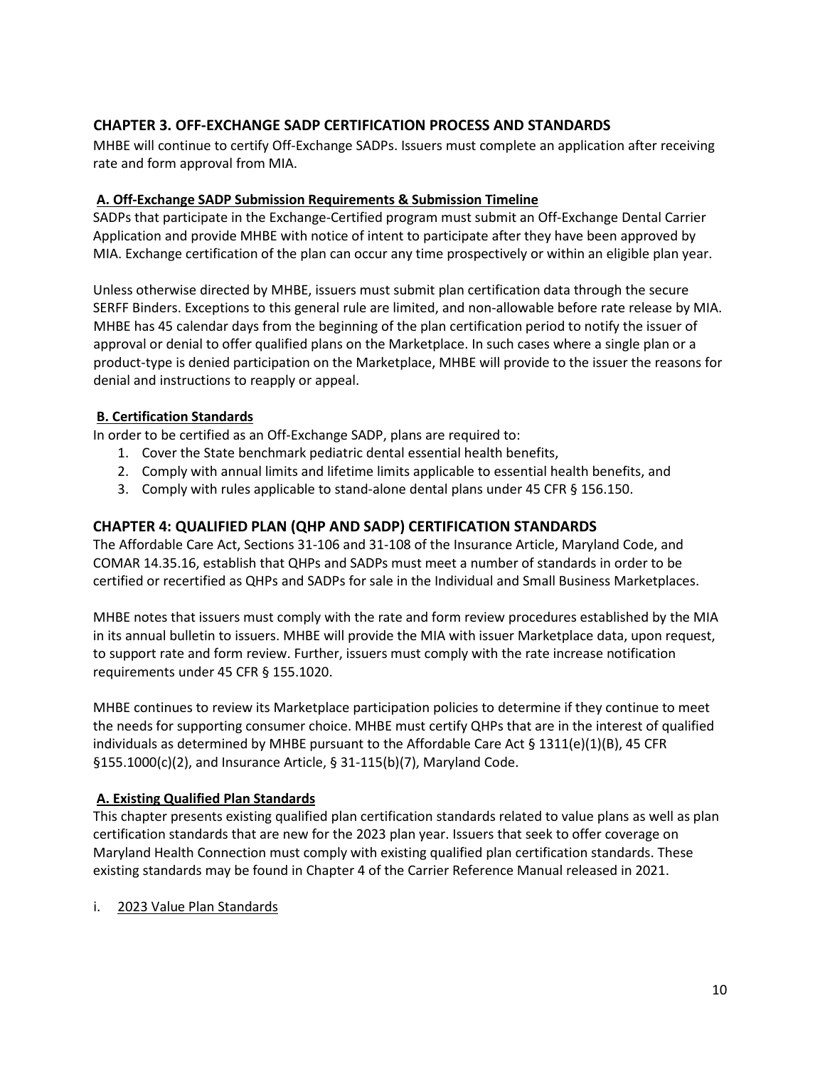## CHAPTER 3. OFF-EXCHANGE SADP CERTIFICATION PROCESS AND STANDARDS

MHBE will continue to certify Off-Exchange SADPs. Issuers must complete an application after receiving rate and form approval from MIA.

### A. Off-Exchange SADP Submission Requirements & Submission Timeline

SADPs that participate in the Exchange-Certified program must submit an Off-Exchange Dental Carrier Application and provide MHBE with notice of intent to participate after they have been approved by MIA. Exchange certification of the plan can occur any time prospectively or within an eligible plan year.

Unless otherwise directed by MHBE, issuers must submit plan certification data through the secure SERFF Binders. Exceptions to this general rule are limited, and non-allowable before rate release by MIA. MHBE has 45 calendar days from the beginning of the plan certification period to notify the issuer of approval or denial to offer qualified plans on the Marketplace. In such cases where a single plan or a product-type is denied participation on the Marketplace, MHBE will provide to the issuer the reasons for denial and instructions to reapply or appeal.

### B. Certification Standards

In order to be certified as an Off-Exchange SADP, plans are required to:

1. Cover the State benchmark pediatric dental essential health benefits,
2. Comply with annual limits and lifetime limits applicable to essential health benefits, and
3. Comply with rules applicable to stand-alone dental plans under 45 CFR § 156.150.

## CHAPTER 4: QUALIFIED PLAN (QHP AND SADP) CERTIFICATION STANDARDS

The Affordable Care Act, Sections 31-106 and 31-108 of the Insurance Article, Maryland Code, and COMAR 14.35.16, establish that QHPs and SADPs must meet a number of standards in order to be certified or recertified as QHPs and SADPs for sale in the Individual and Small Business Marketplaces.

MHBE notes that issuers must comply with the rate and form review procedures established by the MIA in its annual bulletin to issuers. MHBE will provide the MIA with issuer Marketplace data, upon request, to support rate and form review. Further, issuers must comply with the rate increase notification requirements under 45 CFR § 155.1020.

MHBE continues to review its Marketplace participation policies to determine if they continue to meet the needs for supporting consumer choice. MHBE must certify QHPs that are in the interest of qualified individuals as determined by MHBE pursuant to the Affordable Care Act § 1311(e)(1)(B), 45 CFR §155.1000(c)(2), and Insurance Article, § 31-115(b)(7), Maryland Code.

### A. Existing Qualified Plan Standards

This chapter presents existing qualified plan certification standards related to value plans as well as plan certification standards that are new for the 2023 plan year. Issuers that seek to offer coverage on Maryland Health Connection must comply with existing qualified plan certification standards. These existing standards may be found in Chapter 4 of the Carrier Reference Manual released in 2021.

i. <u>2023 Value Plan Standards</u>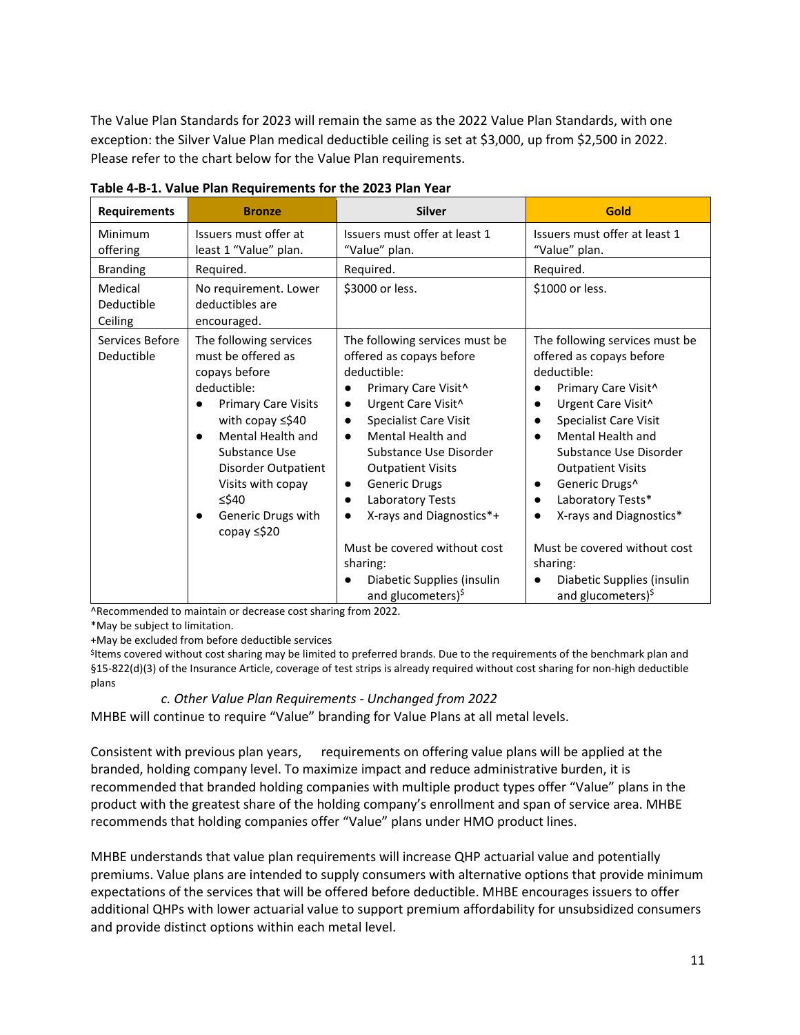The Value Plan Standards for 2023 will remain the same as the 2022 Value Plan Standards, with one exception: the Silver Value Plan medical deductible ceiling is set at $3,000, up from $2,500 in 2022. Please refer to the chart below for the Value Plan requirements.

**Table 4-B-1. Value Plan Requirements for the 2023 Plan Year**

| Requirements | Bronze | Silver | Gold |
|---|---|---|---|
| Minimum offering | Issuers must offer at least 1 "Value" plan. | Issuers must offer at least 1 "Value" plan. | Issuers must offer at least 1 "Value" plan. |
| Branding | Required. | Required. | Required. |
| Medical Deductible Ceiling | No requirement. Lower deductibles are encouraged. | $3000 or less. | $1000 or less. |
| Services Before Deductible | The following services must be offered as copays before deductible:<br>● Primary Care Visits with copay ≤$40<br>● Mental Health and Substance Use Disorder Outpatient Visits with copay ≤$40<br>● Generic Drugs with copay ≤$20 | The following services must be offered as copays before deductible:<br>● Primary Care Visit^<br>● Urgent Care Visit^<br>● Specialist Care Visit<br>● Mental Health and Substance Use Disorder Outpatient Visits<br>● Generic Drugs<br>● Laboratory Tests<br>● X-rays and Diagnostics*+<br><br>Must be covered without cost sharing:<br>● Diabetic Supplies (insulin and glucometers)$ | The following services must be offered as copays before deductible:<br>● Primary Care Visit^<br>● Urgent Care Visit^<br>● Specialist Care Visit<br>● Mental Health and Substance Use Disorder Outpatient Visits<br>● Generic Drugs^<br>● Laboratory Tests*<br>● X-rays and Diagnostics*<br><br>Must be covered without cost sharing:<br>● Diabetic Supplies (insulin and glucometers)$ |

^Recommended to maintain or decrease cost sharing from 2022.
*May be subject to limitation.
+May be excluded from before deductible services
$Items covered without cost sharing may be limited to preferred brands. Due to the requirements of the benchmark plan and §15-822(d)(3) of the Insurance Article, coverage of test strips is already required without cost sharing for non-high deductible plans

*c. Other Value Plan Requirements - Unchanged from 2022*

MHBE will continue to require "Value" branding for Value Plans at all metal levels.

Consistent with previous plan years, requirements on offering value plans will be applied at the branded, holding company level. To maximize impact and reduce administrative burden, it is recommended that branded holding companies with multiple product types offer "Value" plans in the product with the greatest share of the holding company's enrollment and span of service area. MHBE recommends that holding companies offer "Value" plans under HMO product lines.

MHBE understands that value plan requirements will increase QHP actuarial value and potentially premiums. Value plans are intended to supply consumers with alternative options that provide minimum expectations of the services that will be offered before deductible. MHBE encourages issuers to offer additional QHPs with lower actuarial value to support premium affordability for unsubsidized consumers and provide distinct options within each metal level.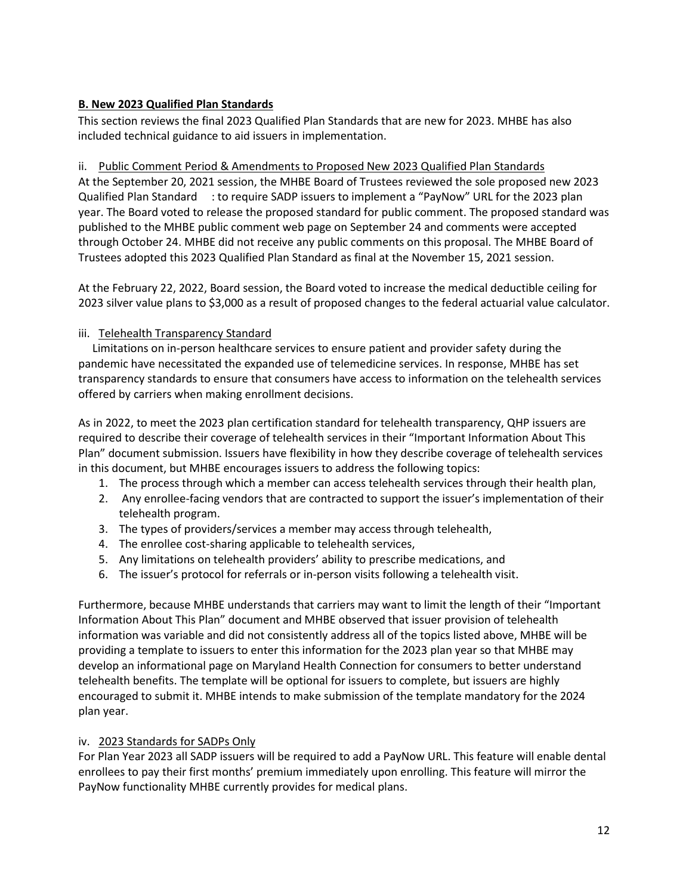**B. New 2023 Qualified Plan Standards**

This section reviews the final 2023 Qualified Plan Standards that are new for 2023. MHBE has also included technical guidance to aid issuers in implementation.

ii. Public Comment Period & Amendments to Proposed New 2023 Qualified Plan Standards

At the September 20, 2021 session, the MHBE Board of Trustees reviewed the sole proposed new 2023 Qualified Plan Standard : to require SADP issuers to implement a "PayNow" URL for the 2023 plan year. The Board voted to release the proposed standard for public comment. The proposed standard was published to the MHBE public comment web page on September 24 and comments were accepted through October 24. MHBE did not receive any public comments on this proposal. The MHBE Board of Trustees adopted this 2023 Qualified Plan Standard as final at the November 15, 2021 session.

At the February 22, 2022, Board session, the Board voted to increase the medical deductible ceiling for 2023 silver value plans to $3,000 as a result of proposed changes to the federal actuarial value calculator.

iii. Telehealth Transparency Standard

Limitations on in-person healthcare services to ensure patient and provider safety during the pandemic have necessitated the expanded use of telemedicine services. In response, MHBE has set transparency standards to ensure that consumers have access to information on the telehealth services offered by carriers when making enrollment decisions.

As in 2022, to meet the 2023 plan certification standard for telehealth transparency, QHP issuers are required to describe their coverage of telehealth services in their "Important Information About This Plan" document submission. Issuers have flexibility in how they describe coverage of telehealth services in this document, but MHBE encourages issuers to address the following topics:

1. The process through which a member can access telehealth services through their health plan,
2. Any enrollee-facing vendors that are contracted to support the issuer's implementation of their telehealth program.
3. The types of providers/services a member may access through telehealth,
4. The enrollee cost-sharing applicable to telehealth services,
5. Any limitations on telehealth providers' ability to prescribe medications, and
6. The issuer's protocol for referrals or in-person visits following a telehealth visit.

Furthermore, because MHBE understands that carriers may want to limit the length of their "Important Information About This Plan" document and MHBE observed that issuer provision of telehealth information was variable and did not consistently address all of the topics listed above, MHBE will be providing a template to issuers to enter this information for the 2023 plan year so that MHBE may develop an informational page on Maryland Health Connection for consumers to better understand telehealth benefits. The template will be optional for issuers to complete, but issuers are highly encouraged to submit it. MHBE intends to make submission of the template mandatory for the 2024 plan year.

iv. 2023 Standards for SADPs Only

For Plan Year 2023 all SADP issuers will be required to add a PayNow URL. This feature will enable dental enrollees to pay their first months' premium immediately upon enrolling. This feature will mirror the PayNow functionality MHBE currently provides for medical plans.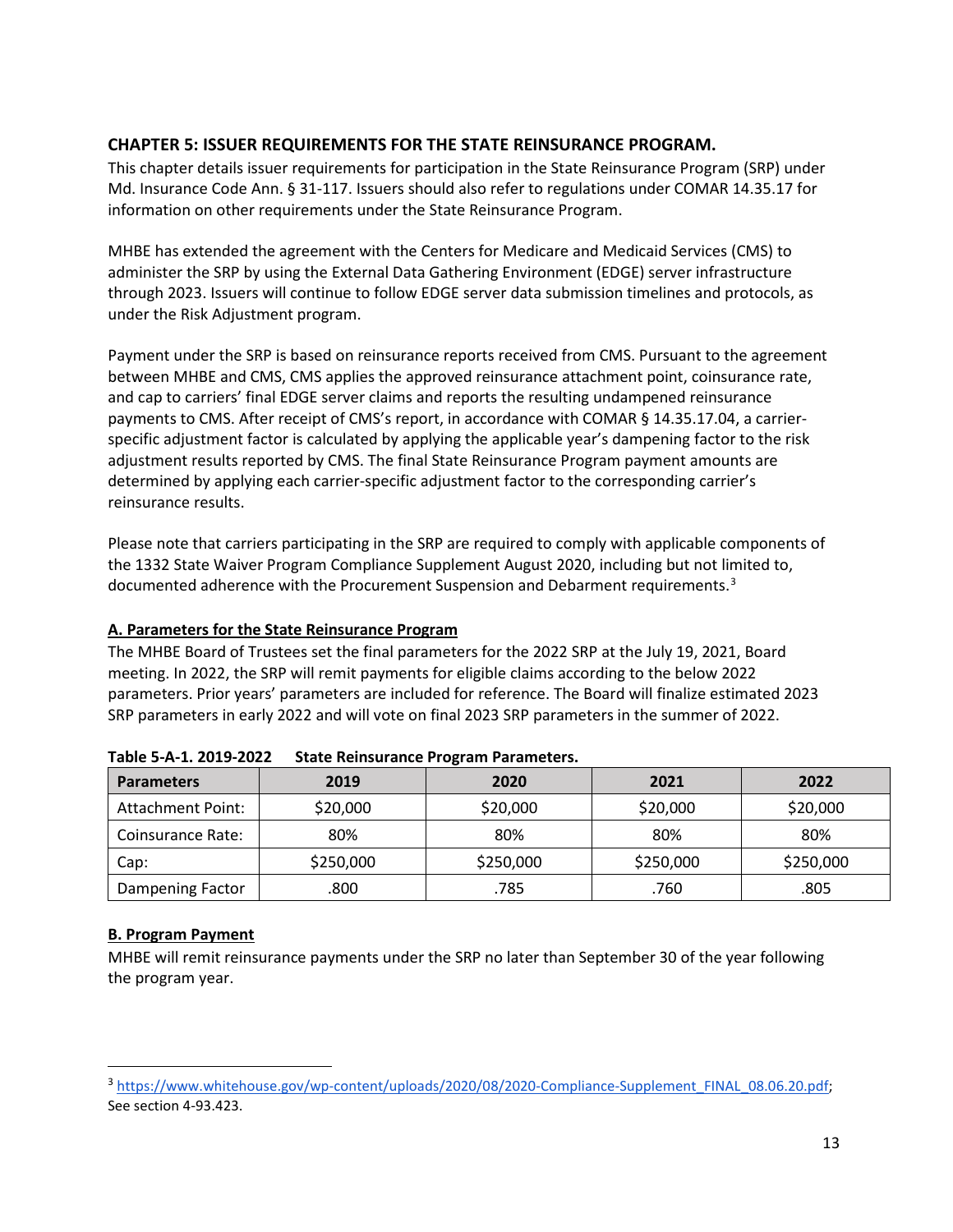## CHAPTER 5: ISSUER REQUIREMENTS FOR THE STATE REINSURANCE PROGRAM.

This chapter details issuer requirements for participation in the State Reinsurance Program (SRP) under Md. Insurance Code Ann. § 31-117. Issuers should also refer to regulations under COMAR 14.35.17 for information on other requirements under the State Reinsurance Program.

MHBE has extended the agreement with the Centers for Medicare and Medicaid Services (CMS) to administer the SRP by using the External Data Gathering Environment (EDGE) server infrastructure through 2023. Issuers will continue to follow EDGE server data submission timelines and protocols, as under the Risk Adjustment program.

Payment under the SRP is based on reinsurance reports received from CMS. Pursuant to the agreement between MHBE and CMS, CMS applies the approved reinsurance attachment point, coinsurance rate, and cap to carriers' final EDGE server claims and reports the resulting undampened reinsurance payments to CMS. After receipt of CMS's report, in accordance with COMAR § 14.35.17.04, a carrier-specific adjustment factor is calculated by applying the applicable year's dampening factor to the risk adjustment results reported by CMS. The final State Reinsurance Program payment amounts are determined by applying each carrier-specific adjustment factor to the corresponding carrier's reinsurance results.

Please note that carriers participating in the SRP are required to comply with applicable components of the 1332 State Waiver Program Compliance Supplement August 2020, including but not limited to, documented adherence with the Procurement Suspension and Debarment requirements.[3]

### A. Parameters for the State Reinsurance Program

The MHBE Board of Trustees set the final parameters for the 2022 SRP at the July 19, 2021, Board meeting. In 2022, the SRP will remit payments for eligible claims according to the below 2022 parameters. Prior years' parameters are included for reference. The Board will finalize estimated 2023 SRP parameters in early 2022 and will vote on final 2023 SRP parameters in the summer of 2022.

**Table 5-A-1. 2019-2022 State Reinsurance Program Parameters.**

| Parameters | 2019 | 2020 | 2021 | 2022 |
|---|---|---|---|---|
| Attachment Point: | $20,000 | $20,000 | $20,000 | $20,000 |
| Coinsurance Rate: | 80% | 80% | 80% | 80% |
| Cap: | $250,000 | $250,000 | $250,000 | $250,000 |
| Dampening Factor | .800 | .785 | .760 | .805 |

### B. Program Payment

MHBE will remit reinsurance payments under the SRP no later than September 30 of the year following the program year.

[3] https://www.whitehouse.gov/wp-content/uploads/2020/08/2020-Compliance-Supplement_FINAL_08.06.20.pdf; See section 4-93.423.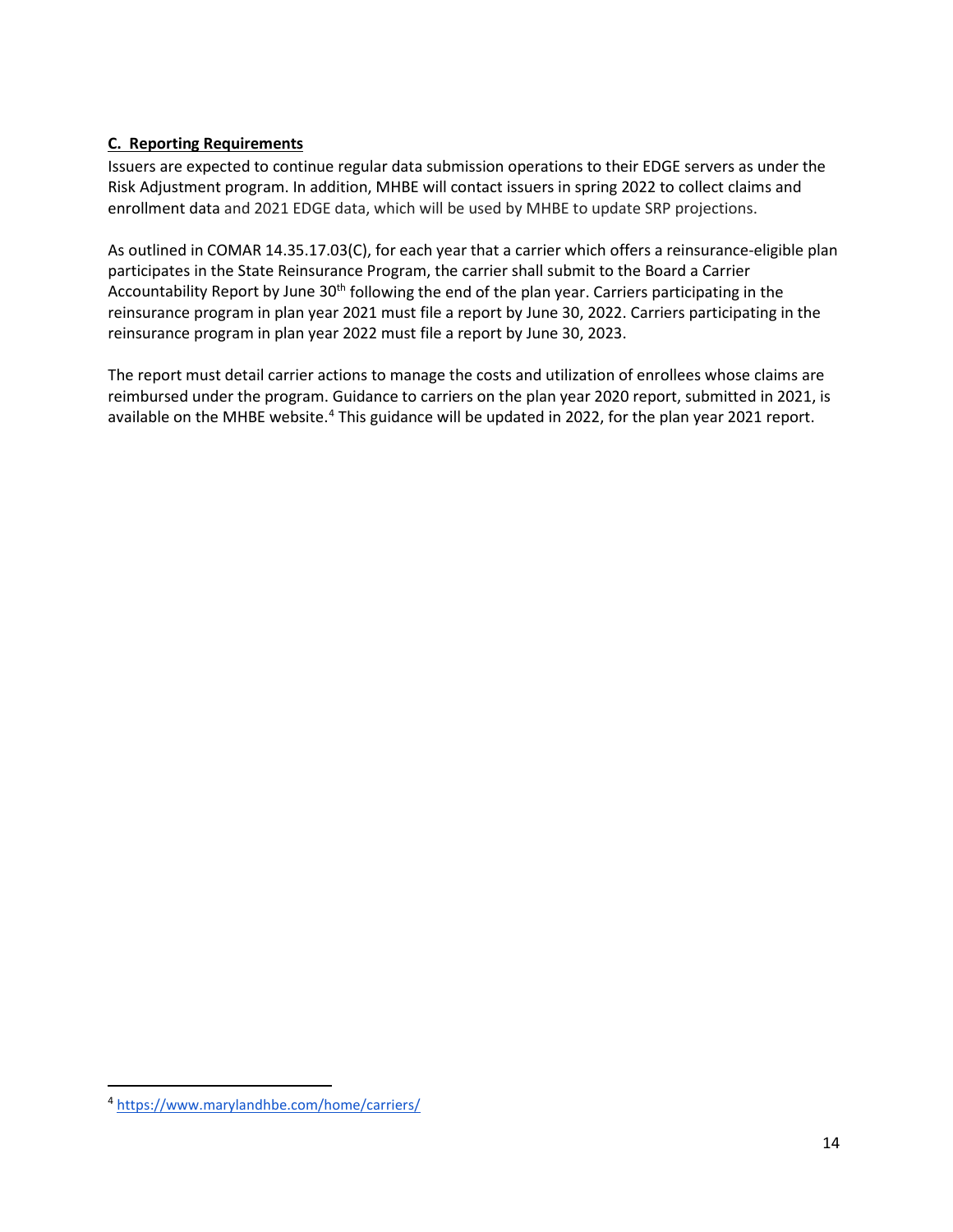**C. Reporting Requirements**

Issuers are expected to continue regular data submission operations to their EDGE servers as under the Risk Adjustment program. In addition, MHBE will contact issuers in spring 2022 to collect claims and enrollment data and 2021 EDGE data, which will be used by MHBE to update SRP projections.

As outlined in COMAR 14.35.17.03(C), for each year that a carrier which offers a reinsurance-eligible plan participates in the State Reinsurance Program, the carrier shall submit to the Board a Carrier Accountability Report by June 30th following the end of the plan year. Carriers participating in the reinsurance program in plan year 2021 must file a report by June 30, 2022. Carriers participating in the reinsurance program in plan year 2022 must file a report by June 30, 2023.

The report must detail carrier actions to manage the costs and utilization of enrollees whose claims are reimbursed under the program. Guidance to carriers on the plan year 2020 report, submitted in 2021, is available on the MHBE website.[4] This guidance will be updated in 2022, for the plan year 2021 report.

---

[4] https://www.marylandhbe.com/home/carriers/